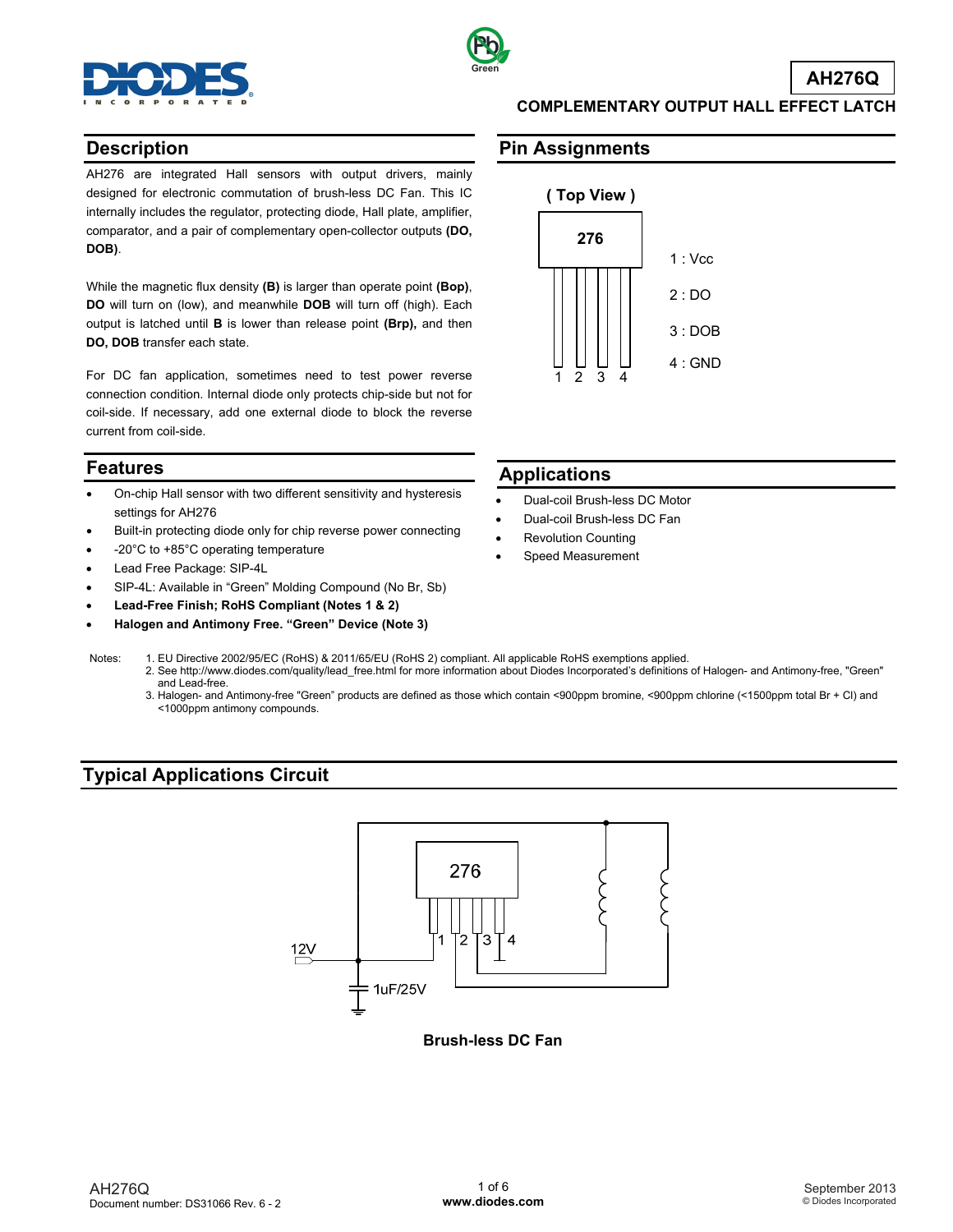# AH276Q

## COMPLEMENTARY OUTPUT HALL EFFECT LATCH

## Description

AH276 are integrated Hall sensors with output drivers, mainly designed for electronic commutation of brush-less DC Fan. This IC internally includes the regulator, protecting diode, Hall plate, amplifier, comparator, and a pair of complementary open-collector outputs **(DO, DOB)**.

While the magnetic flux density **(B)** is larger than operate point **(Bop)**, **DO** will turn on (low), and meanwhile **DOB** will turn off (high). Each output is latched until **B** is lower than release point **(Brp),** and then **DO, DOB** transfer each state.

For DC fan application, sometimes need to test power reverse connection condition. Internal diode only protects chip-side but not for coil-side. If necessary, add one external diode to block the reverse current from coil-side.

## Pin Assignments

( Top View )

276

1 : Vcc

2 : DO

3 : DOB

4 : GND

## Features

- On-chip Hall sensor with two different sensitivity and hysteresis settings for AH276
- Built-in protecting diode only for chip reverse power connecting
- -20°C to +85°C operating temperature
- Lead Free Package: SIP-4L
- SIP-4L: Available in "Green" Molding Compound (No Br, Sb)
- **Lead-Free Finish; RoHS Compliant (Notes 1 & 2)**
- **Halogen and Antimony Free. "Green" Device (Note 3)**

## Applications

- Dual-coil Brush-less DC Motor
- Dual-coil Brush-less DC Fan
- Revolution Counting
- Speed Measurement

Notes:
1. EU Directive 2002/95/EC (RoHS) & 2011/65/EU (RoHS 2) compliant. All applicable RoHS exemptions applied.
2. See http://www.diodes.com/quality/lead_free.html for more information about Diodes Incorporated's definitions of Halogen- and Antimony-free, "Green" and Lead-free.
3. Halogen- and Antimony-free "Green" products are defined as those which contain <900ppm bromine, <900ppm chlorine (<1500ppm total Br + Cl) and <1000ppm antimony compounds.

## Typical Applications Circuit

276

12V

1uF/25V

1 2 3 4

**Brush-less DC Fan**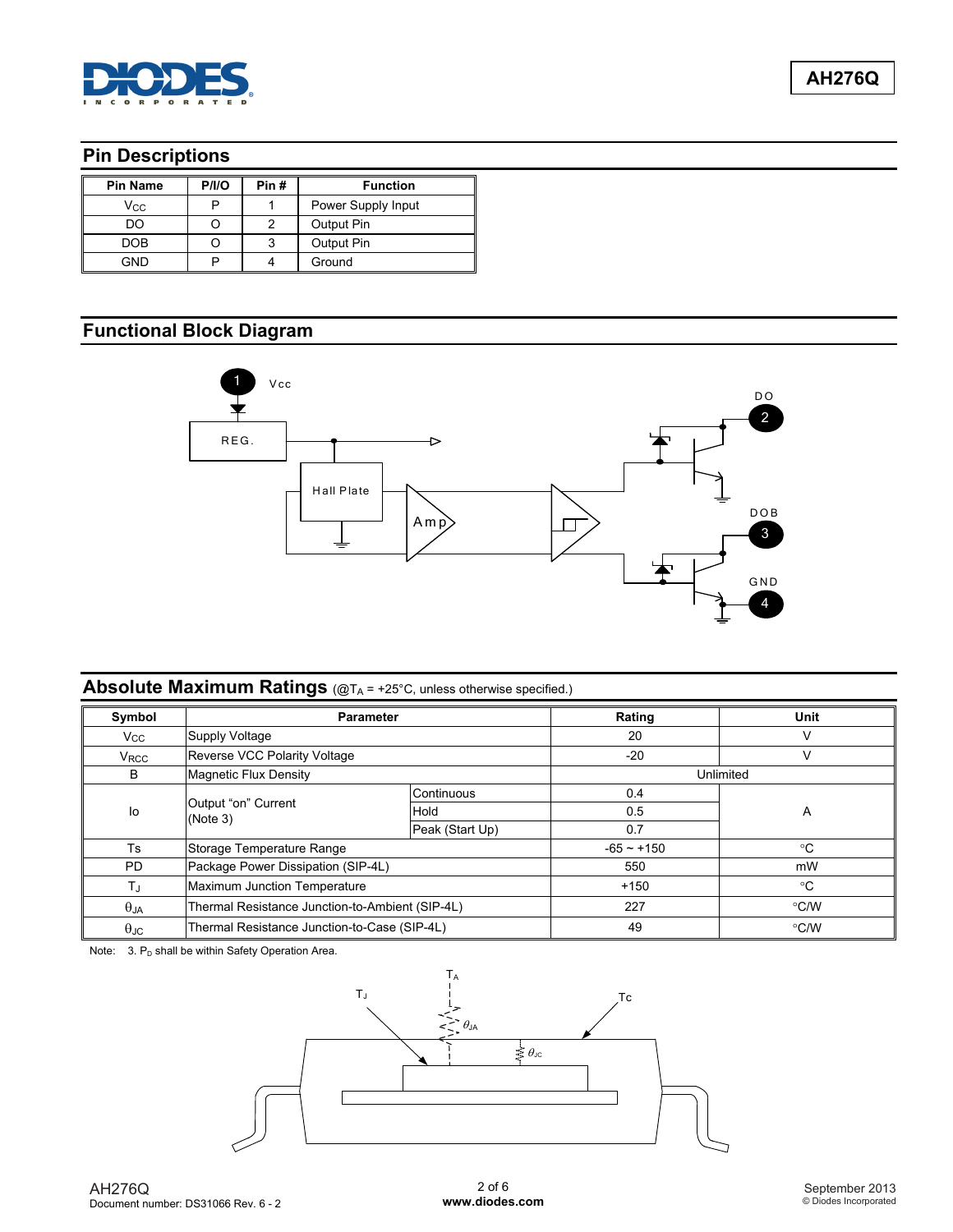## Pin Descriptions

| Pin Name | P/I/O | Pin # | Function |
|---|---|---|---|
| $V_{CC}$ | P | 1 | Power Supply Input |
| DO | O | 2 | Output Pin |
| DOB | O | 3 | Output Pin |
| GND | P | 4 | Ground |

## Functional Block Diagram

## Absolute Maximum Ratings (@$T_A$ = +25°C, unless otherwise specified.)

| Symbol | Parameter | | Rating | Unit |
|---|---|---|---|---|
| $V_{CC}$ | Supply Voltage | | 20 | V |
| $V_{RCC}$ | Reverse VCC Polarity Voltage | | -20 | V |
| B | Magnetic Flux Density | | Unlimited | |
| Io | Output "on" Current (Note 3) | Continuous | 0.4 | A |
| | | Hold | 0.5 | |
| | | Peak (Start Up) | 0.7 | |
| Ts | Storage Temperature Range | | -65 ~ +150 | °C |
| PD | Package Power Dissipation (SIP-4L) | | 550 | mW |
| $T_J$ | Maximum Junction Temperature | | +150 | °C |
| $\theta_{JA}$ | Thermal Resistance Junction-to-Ambient (SIP-4L) | | 227 | °C/W |
| $\theta_{JC}$ | Thermal Resistance Junction-to-Case (SIP-4L) | | 49 | °C/W |

Note: 3. $P_D$ shall be within Safety Operation Area.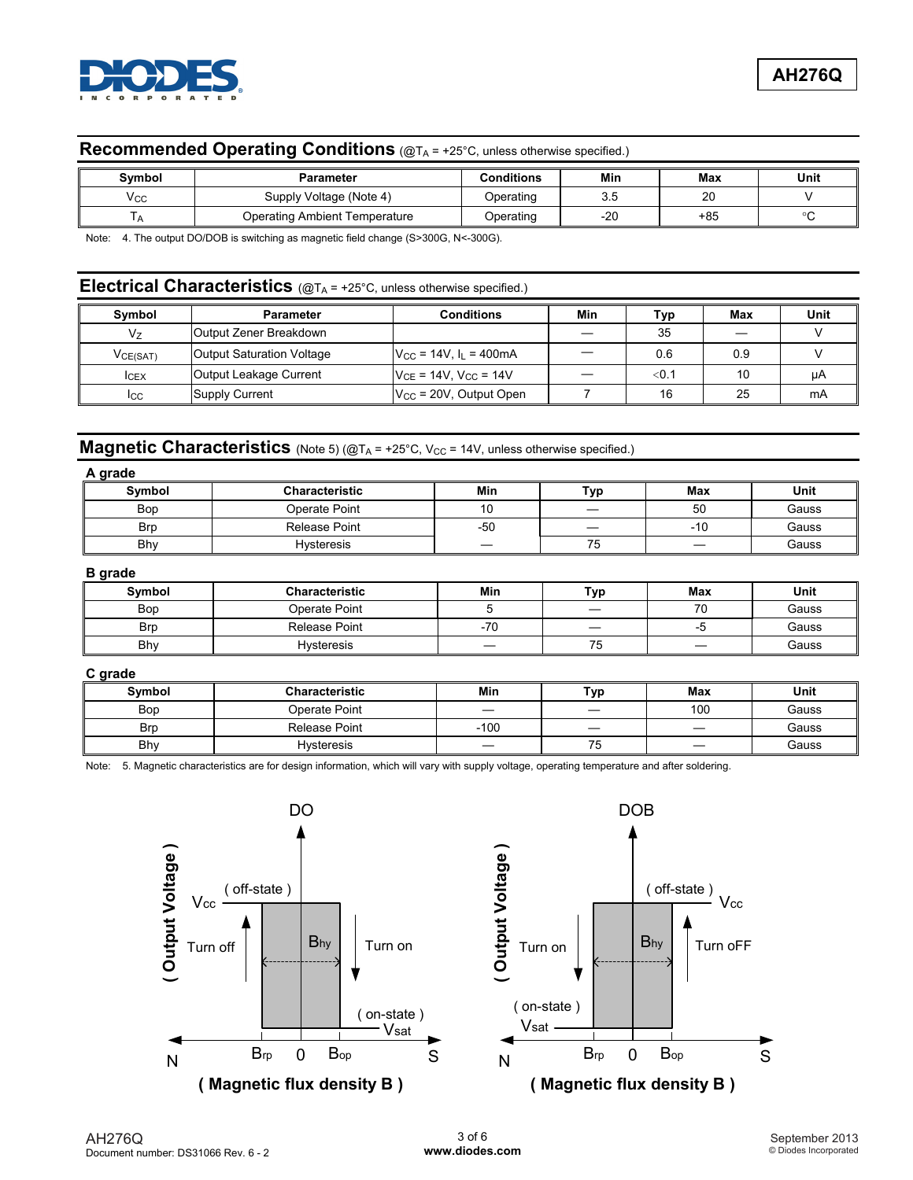## Recommended Operating Conditions (@$T_A$ = +25°C, unless otherwise specified.)

| Symbol | Parameter | Conditions | Min | Max | Unit |
|---|---|---|---|---|---|
| $V_{CC}$ | Supply Voltage (Note 4) | Operating | 3.5 | 20 | V |
| $T_A$ | Operating Ambient Temperature | Operating | -20 | +85 | °C |

Note: 4. The output DO/DOB is switching as magnetic field change (S>300G, N<-300G).

## Electrical Characteristics (@$T_A$ = +25°C, unless otherwise specified.)

| Symbol | Parameter | Conditions | Min | Typ | Max | Unit |
|---|---|---|---|---|---|---|
| $V_Z$ | Output Zener Breakdown | | — | 35 | — | V |
| $V_{CE(SAT)}$ | Output Saturation Voltage | $V_{CC}$ = 14V, $I_L$ = 400mA | — | 0.6 | 0.9 | V |
| $I_{CEX}$ | Output Leakage Current | $V_{CE}$ = 14V, $V_{CC}$ = 14V | — | <0.1 | 10 | µA |
| $I_{CC}$ | Supply Current | $V_{CC}$ = 20V, Output Open | 7 | 16 | 25 | mA |

## Magnetic Characteristics (Note 5) (@$T_A$ = +25°C, $V_{CC}$ = 14V, unless otherwise specified.)

**A grade**

| Symbol | Characteristic | Min | Typ | Max | Unit |
|---|---|---|---|---|---|
| Bop | Operate Point | 10 | — | 50 | Gauss |
| Brp | Release Point | -50 | — | -10 | Gauss |
| Bhy | Hysteresis | — | 75 | — | Gauss |

**B grade**

| Symbol | Characteristic | Min | Typ | Max | Unit |
|---|---|---|---|---|---|
| Bop | Operate Point | 5 | — | 70 | Gauss |
| Brp | Release Point | -70 | — | -5 | Gauss |
| Bhy | Hysteresis | — | 75 | — | Gauss |

**C grade**

| Symbol | Characteristic | Min | Typ | Max | Unit |
|---|---|---|---|---|---|
| Bop | Operate Point | — | — | 100 | Gauss |
| Brp | Release Point | -100 | — | — | Gauss |
| Bhy | Hysteresis | — | 75 | — | Gauss |

Note: 5. Magnetic characteristics are for design information, which will vary with supply voltage, operating temperature and after soldering.

DO: ( Output Voltage ) vs ( Magnetic flux density B ) — Vcc ( off-state ), Turn off, Bhy, Turn on, ( on-state ) Vsat, N, Brp, 0, Bop, S

DOB: ( Output Voltage ) vs ( Magnetic flux density B ) — ( off-state ) Vcc, Turn on, Bhy, Turn oFF, ( on-state ) Vsat, N, Brp, 0, Bop, S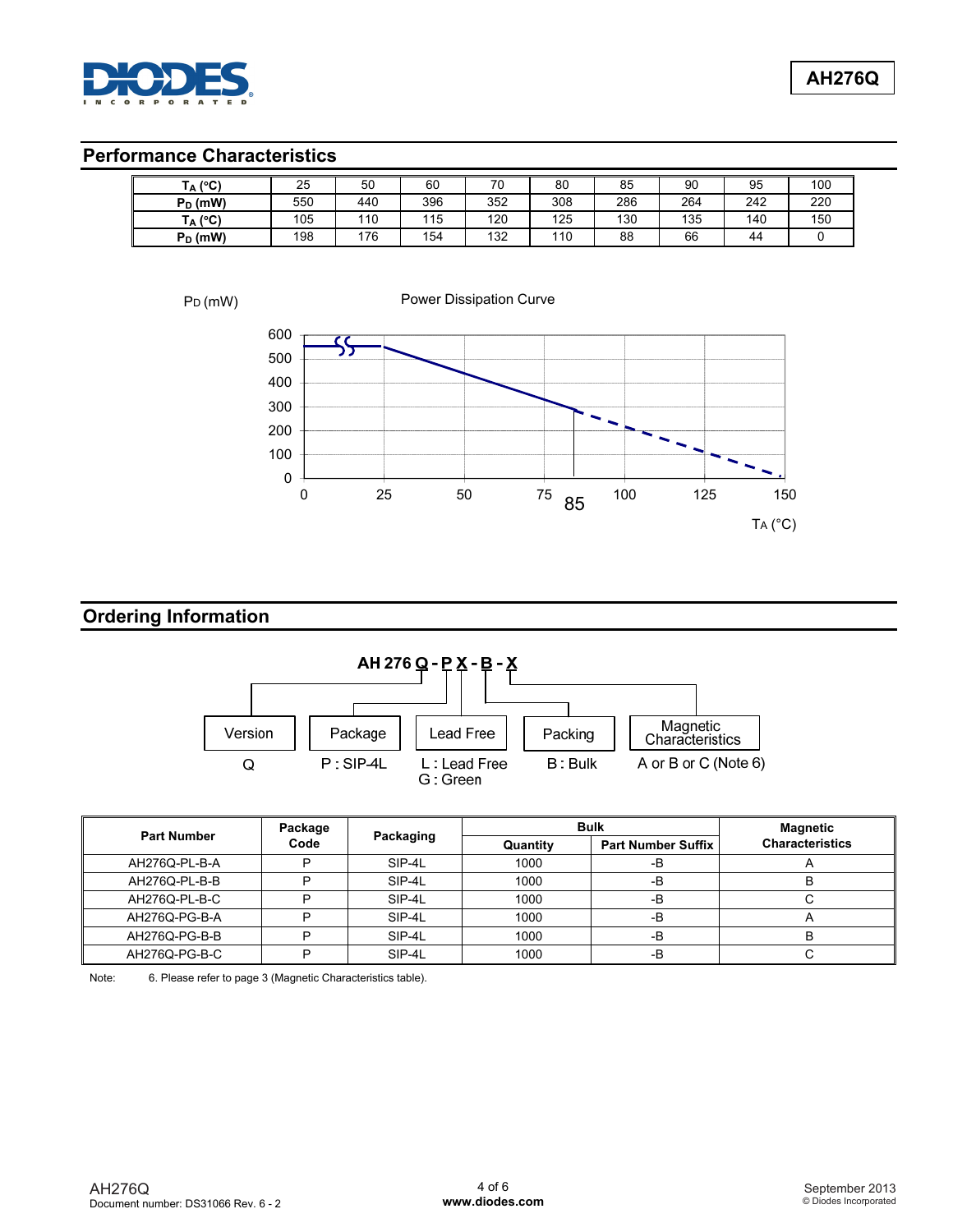## Performance Characteristics

| $T_A$ (°C) | 25 | 50 | 60 | 70 | 80 | 85 | 90 | 95 | 100 |
|---|---|---|---|---|---|---|---|---|---|
| $P_D$ (mW) | 550 | 440 | 396 | 352 | 308 | 286 | 264 | 242 | 220 |
| $T_A$ (°C) | 105 | 110 | 115 | 120 | 125 | 130 | 135 | 140 | 150 |
| $P_D$ (mW) | 198 | 176 | 154 | 132 | 110 | 88 | 66 | 44 | 0 |

Power Dissipation Curve

$P_D$ (mW)

$T_A$ (°C)

## Ordering Information

**AH 276 Q - P X - B - X**

- Version: Q
- Package: P : SIP-4L
- Lead Free: L : Lead Free, G : Green
- Packing: B : Bulk
- Magnetic Characteristics: A or B or C (Note 6)

| Part Number | Package Code | Packaging | Bulk | | Magnetic Characteristics |
|---|---|---|---|---|---|
| | | | Quantity | Part Number Suffix | |
| AH276Q-PL-B-A | P | SIP-4L | 1000 | -B | A |
| AH276Q-PL-B-B | P | SIP-4L | 1000 | -B | B |
| AH276Q-PL-B-C | P | SIP-4L | 1000 | -B | C |
| AH276Q-PG-B-A | P | SIP-4L | 1000 | -B | A |
| AH276Q-PG-B-B | P | SIP-4L | 1000 | -B | B |
| AH276Q-PG-B-C | P | SIP-4L | 1000 | -B | C |

Note: 6. Please refer to page 3 (Magnetic Characteristics table).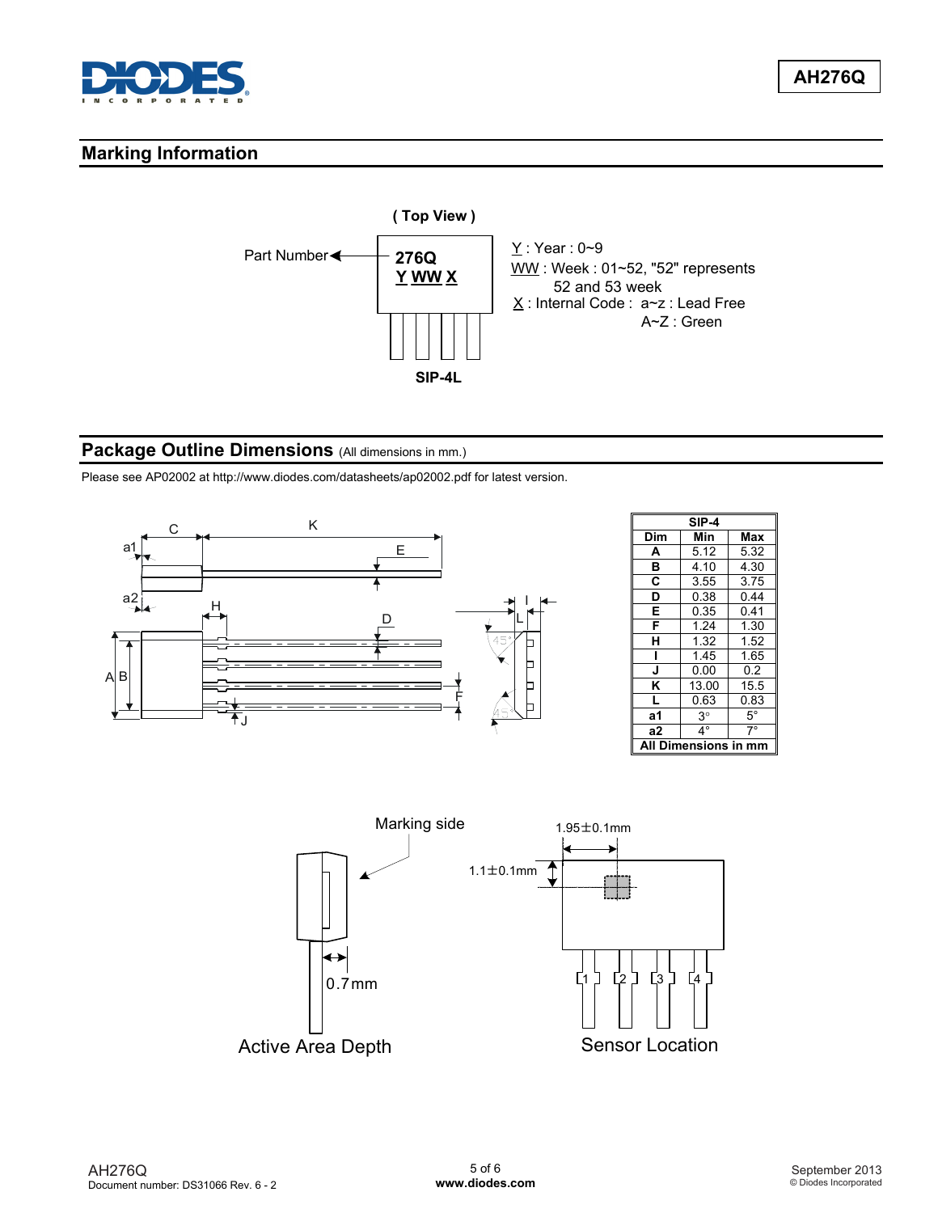## Marking Information

( Top View )

Part Number

276Q
Y WW X

SIP-4L

Y : Year : 0~9
WW : Week : 01~52, "52" represents 52 and 53 week
X : Internal Code : a~z : Lead Free
A~Z : Green

## Package Outline Dimensions (All dimensions in mm.)

Please see AP02002 at http://www.diodes.com/datasheets/ap02002.pdf for latest version.

| SIP-4 | | |
|---|---|---|
| Dim | Min | Max |
| A | 5.12 | 5.32 |
| B | 4.10 | 4.30 |
| C | 3.55 | 3.75 |
| D | 0.38 | 0.44 |
| E | 0.35 | 0.41 |
| F | 1.24 | 1.30 |
| H | 1.32 | 1.52 |
| I | 1.45 | 1.65 |
| J | 0.00 | 0.2 |
| K | 13.00 | 15.5 |
| L | 0.63 | 0.83 |
| a1 | 3° | 5° |
| a2 | 4° | 7° |
| All Dimensions in mm | | |

Marking side

0.7mm

Active Area Depth

1.95±0.1mm

1.1±0.1mm

1 2 3 4

Sensor Location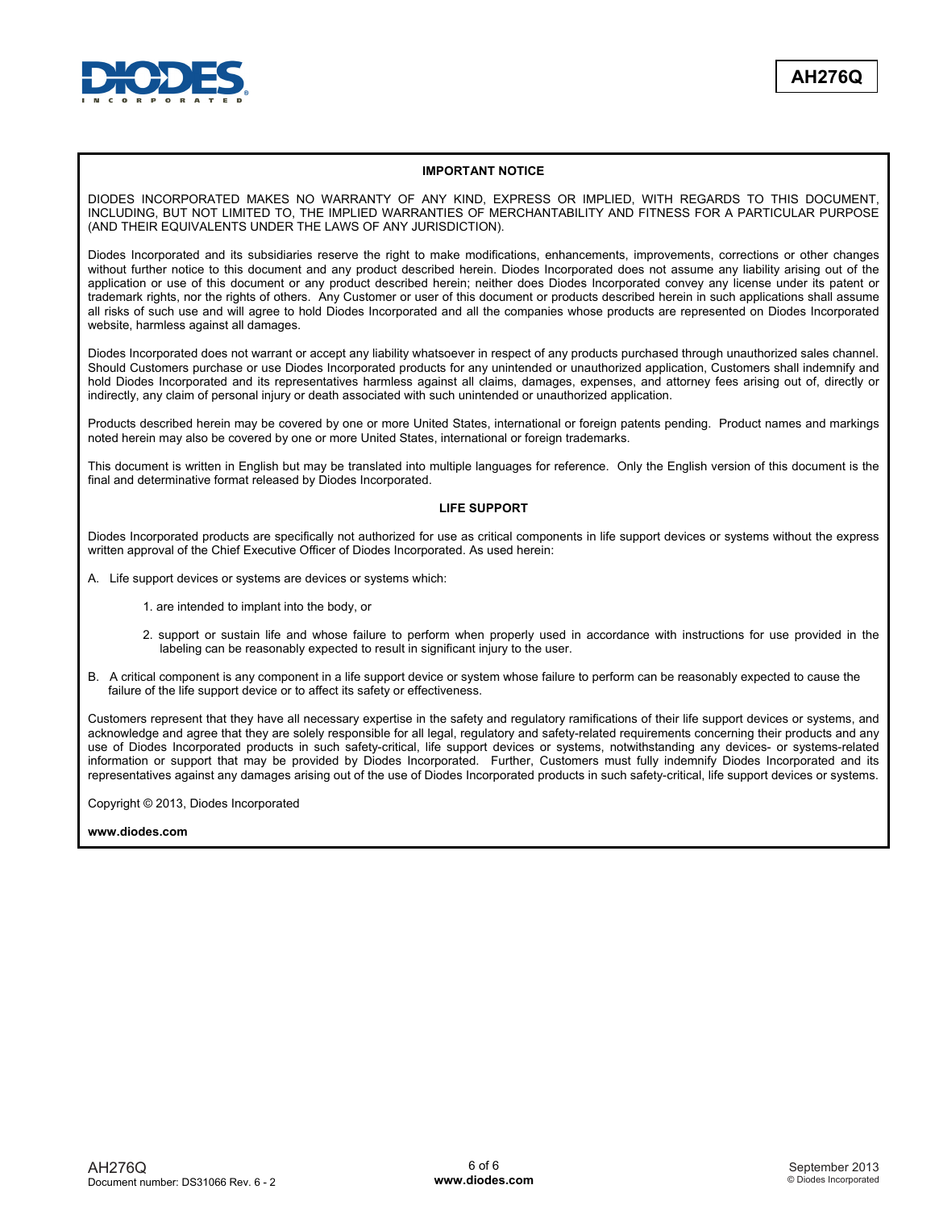## IMPORTANT NOTICE

DIODES INCORPORATED MAKES NO WARRANTY OF ANY KIND, EXPRESS OR IMPLIED, WITH REGARDS TO THIS DOCUMENT, INCLUDING, BUT NOT LIMITED TO, THE IMPLIED WARRANTIES OF MERCHANTABILITY AND FITNESS FOR A PARTICULAR PURPOSE (AND THEIR EQUIVALENTS UNDER THE LAWS OF ANY JURISDICTION).

Diodes Incorporated and its subsidiaries reserve the right to make modifications, enhancements, improvements, corrections or other changes without further notice to this document and any product described herein. Diodes Incorporated does not assume any liability arising out of the application or use of this document or any product described herein; neither does Diodes Incorporated convey any license under its patent or trademark rights, nor the rights of others. Any Customer or user of this document or products described herein in such applications shall assume all risks of such use and will agree to hold Diodes Incorporated and all the companies whose products are represented on Diodes Incorporated website, harmless against all damages.

Diodes Incorporated does not warrant or accept any liability whatsoever in respect of any products purchased through unauthorized sales channel. Should Customers purchase or use Diodes Incorporated products for any unintended or unauthorized application, Customers shall indemnify and hold Diodes Incorporated and its representatives harmless against all claims, damages, expenses, and attorney fees arising out of, directly or indirectly, any claim of personal injury or death associated with such unintended or unauthorized application.

Products described herein may be covered by one or more United States, international or foreign patents pending. Product names and markings noted herein may also be covered by one or more United States, international or foreign trademarks.

This document is written in English but may be translated into multiple languages for reference. Only the English version of this document is the final and determinative format released by Diodes Incorporated.

## LIFE SUPPORT

Diodes Incorporated products are specifically not authorized for use as critical components in life support devices or systems without the express written approval of the Chief Executive Officer of Diodes Incorporated. As used herein:

A. Life support devices or systems are devices or systems which:

1. are intended to implant into the body, or
2. support or sustain life and whose failure to perform when properly used in accordance with instructions for use provided in the labeling can be reasonably expected to result in significant injury to the user.

B. A critical component is any component in a life support device or system whose failure to perform can be reasonably expected to cause the failure of the life support device or to affect its safety or effectiveness.

Customers represent that they have all necessary expertise in the safety and regulatory ramifications of their life support devices or systems, and acknowledge and agree that they are solely responsible for all legal, regulatory and safety-related requirements concerning their products and any use of Diodes Incorporated products in such safety-critical, life support devices or systems, notwithstanding any devices- or systems-related information or support that may be provided by Diodes Incorporated. Further, Customers must fully indemnify Diodes Incorporated and its representatives against any damages arising out of the use of Diodes Incorporated products in such safety-critical, life support devices or systems.

Copyright © 2013, Diodes Incorporated

**www.diodes.com**